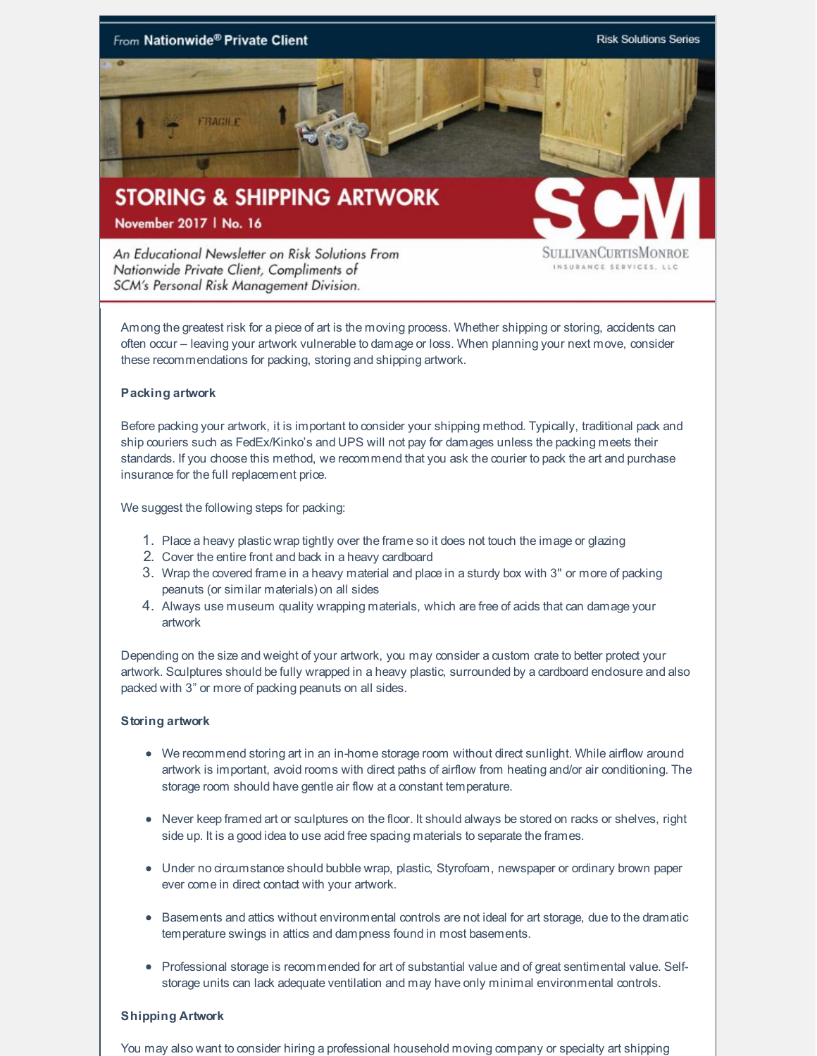From **Nationwide® Private Client** — Risk Solutions Series

# STORING & SHIPPING ARTWORK

**November 2017 | No. 16**

*An Educational Newsletter on Risk Solutions From Nationwide Private Client, Compliments of SCM's Personal Risk Management Division.*

SullivanCurtisMonroe Insurance Services, LLC

Among the greatest risk for a piece of art is the moving process. Whether shipping or storing, accidents can often occur – leaving your artwork vulnerable to damage or loss. When planning your next move, consider these recommendations for packing, storing and shipping artwork.

### Packing artwork

Before packing your artwork, it is important to consider your shipping method. Typically, traditional pack and ship couriers such as FedEx/Kinko's and UPS will not pay for damages unless the packing meets their standards. If you choose this method, we recommend that you ask the courier to pack the art and purchase insurance for the full replacement price.

We suggest the following steps for packing:

1. Place a heavy plastic wrap tightly over the frame so it does not touch the image or glazing
2. Cover the entire front and back in a heavy cardboard
3. Wrap the covered frame in a heavy material and place in a sturdy box with 3" or more of packing peanuts (or similar materials) on all sides
4. Always use museum quality wrapping materials, which are free of acids that can damage your artwork

Depending on the size and weight of your artwork, you may consider a custom crate to better protect your artwork. Sculptures should be fully wrapped in a heavy plastic, surrounded by a cardboard enclosure and also packed with 3" or more of packing peanuts on all sides.

### Storing artwork

- We recommend storing art in an in-home storage room without direct sunlight. While airflow around artwork is important, avoid rooms with direct paths of airflow from heating and/or air conditioning. The storage room should have gentle air flow at a constant temperature.
- Never keep framed art or sculptures on the floor. It should always be stored on racks or shelves, right side up. It is a good idea to use acid free spacing materials to separate the frames.
- Under no circumstance should bubble wrap, plastic, Styrofoam, newspaper or ordinary brown paper ever come in direct contact with your artwork.
- Basements and attics without environmental controls are not ideal for art storage, due to the dramatic temperature swings in attics and dampness found in most basements.
- Professional storage is recommended for art of substantial value and of great sentimental value. Self-storage units can lack adequate ventilation and may have only minimal environmental controls.

### Shipping Artwork

You may also want to consider hiring a professional household moving company or specialty art shipping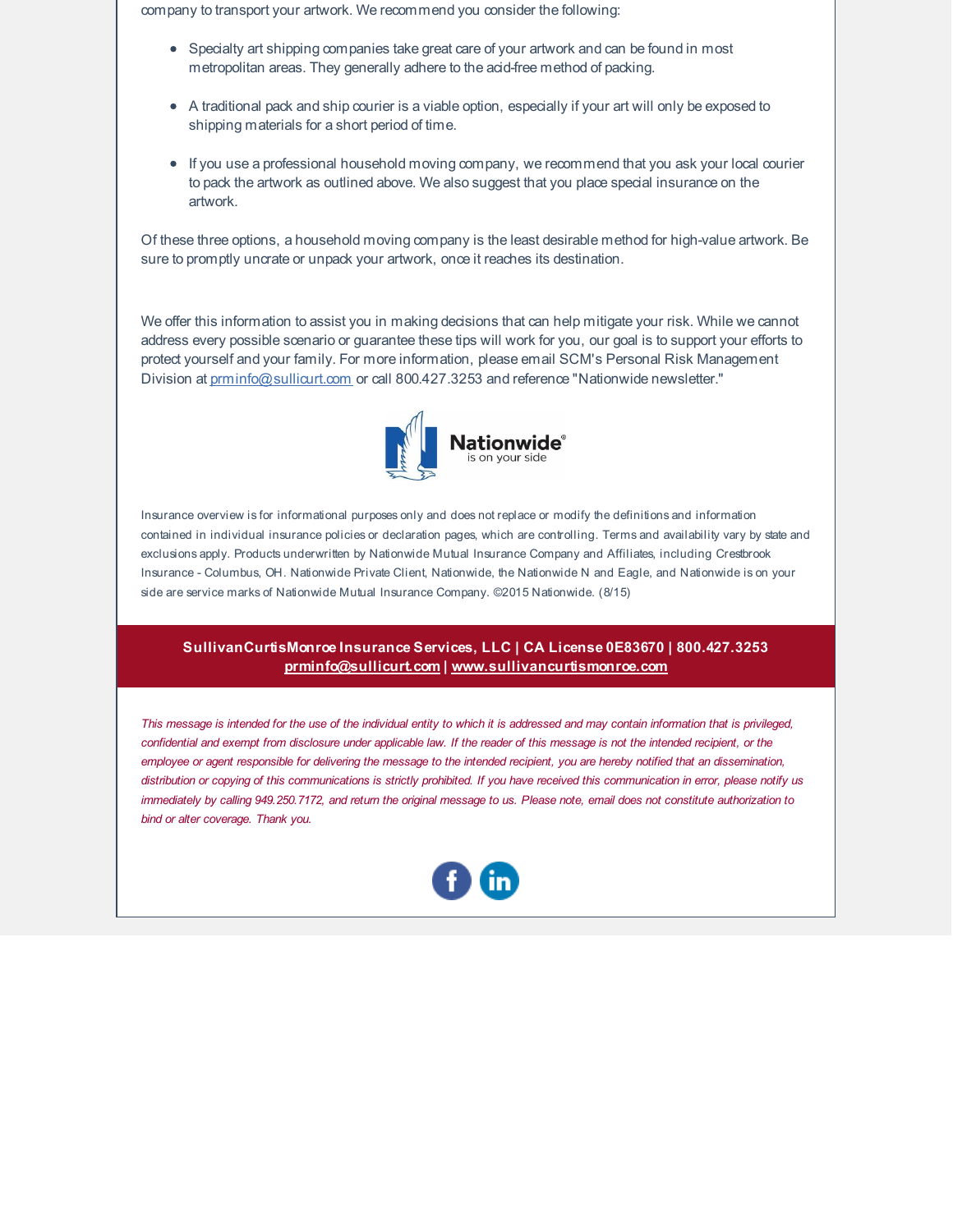company to transport your artwork. We recommend you consider the following:

- Specialty art shipping companies take great care of your artwork and can be found in most metropolitan areas. They generally adhere to the acid-free method of packing.
- A traditional pack and ship courier is a viable option, especially if your art will only be exposed to shipping materials for a short period of time.
- If you use a professional household moving company, we recommend that you ask your local courier to pack the artwork as outlined above. We also suggest that you place special insurance on the artwork.

Of these three options, a household moving company is the least desirable method for high-value artwork. Be sure to promptly uncrate or unpack your artwork, once it reaches its destination.

We offer this information to assist you in making decisions that can help mitigate your risk. While we cannot address every possible scenario or guarantee these tips will work for you, our goal is to support your efforts to protect yourself and your family. For more information, please email SCM's Personal Risk Management Division at prminfo@sullicurt.com or call 800.427.3253 and reference "Nationwide newsletter."

Nationwide® is on your side

Insurance overview is for informational purposes only and does not replace or modify the definitions and information contained in individual insurance policies or declaration pages, which are controlling. Terms and availability vary by state and exclusions apply. Products underwritten by Nationwide Mutual Insurance Company and Affiliates, including Crestbrook Insurance - Columbus, OH. Nationwide Private Client, Nationwide, the Nationwide N and Eagle, and Nationwide is on your side are service marks of Nationwide Mutual Insurance Company. ©2015 Nationwide. (8/15)

**SullivanCurtisMonroe Insurance Services, LLC | CA License 0E83670 | 800.427.3253**
**prminfo@sullicurt.com | www.sullivancurtismonroe.com**

*This message is intended for the use of the individual entity to which it is addressed and may contain information that is privileged, confidential and exempt from disclosure under applicable law. If the reader of this message is not the intended recipient, or the employee or agent responsible for delivering the message to the intended recipient, you are hereby notified that an dissemination, distribution or copying of this communications is strictly prohibited. If you have received this communication in error, please notify us immediately by calling 949.250.7172, and return the original message to us. Please note, email does not constitute authorization to bind or alter coverage. Thank you.*